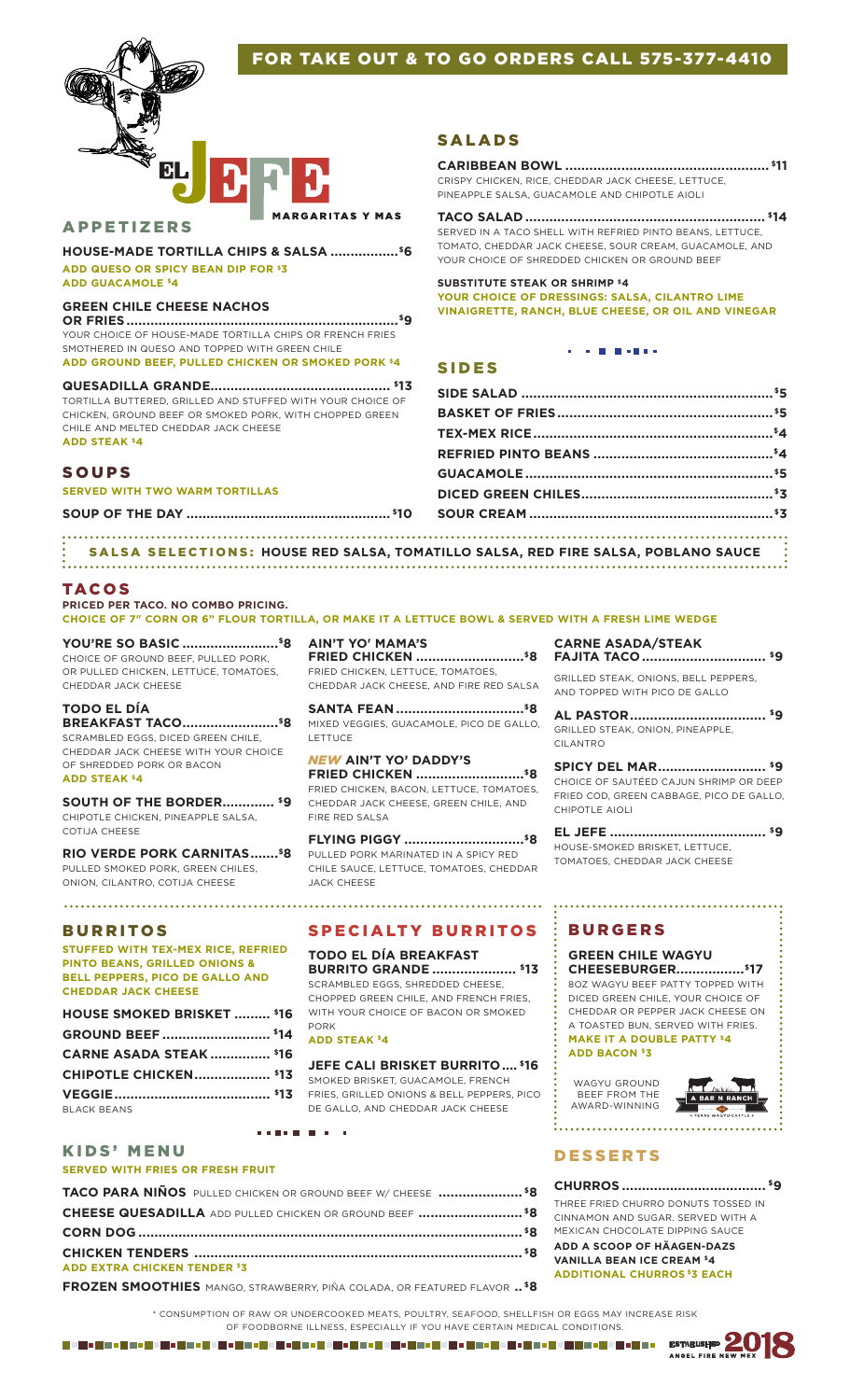# FOR TAKE OUT & TO GO ORDERS CALL 575-377-4410

# EL JEFE
MARGARITAS Y MAS

## APPETIZERS

**HOUSE-MADE TORTILLA CHIPS & SALSA ................$6**
**ADD QUESO OR SPICY BEAN DIP FOR $3**
**ADD GUACAMOLE $4**

**GREEN CHILE CHEESE NACHOS OR FRIES.................................................$9**
YOUR CHOICE OF HOUSE-MADE TORTILLA CHIPS OR FRENCH FRIES SMOTHERED IN QUESO AND TOPPED WITH GREEN CHILE
**ADD GROUND BEEF, PULLED CHICKEN OR SMOKED PORK $4**

**QUESADILLA GRANDE.......................................... $13**
TORTILLA BUTTERED, GRILLED AND STUFFED WITH YOUR CHOICE OF CHICKEN, GROUND BEEF OR SMOKED PORK, WITH CHOPPED GREEN CHILE AND MELTED CHEDDAR JACK CHEESE
**ADD STEAK $4**

## SOUPS

**SERVED WITH TWO WARM TORTILLAS**

**SOUP OF THE DAY ................................................ $10**

## SALADS

**CARIBBEAN BOWL .................................................. $11**
CRISPY CHICKEN, RICE, CHEDDAR JACK CHEESE, LETTUCE, PINEAPPLE SALSA, GUACAMOLE AND CHIPOTLE AIOLI

**TACO SALAD ............................................................ $14**
SERVED IN A TACO SHELL WITH REFRIED PINTO BEANS, LETTUCE, TOMATO, CHEDDAR JACK CHEESE, SOUR CREAM, GUACAMOLE, AND YOUR CHOICE OF SHREDDED CHICKEN OR GROUND BEEF

**SUBSTITUTE STEAK OR SHRIMP $4**
**YOUR CHOICE OF DRESSINGS: SALSA, CILANTRO LIME VINAIGRETTE, RANCH, BLUE CHEESE, OR OIL AND VINEGAR**

## SIDES

**SIDE SALAD .............................................................. $5**
**BASKET OF FRIES ..................................................... $5**
**TEX-MEX RICE ........................................................... $4**
**REFRIED PINTO BEANS ............................................ $4**
**GUACAMOLE ............................................................. $5**
**DICED GREEN CHILES............................................... $3**
**SOUR CREAM ............................................................ $3**

**SALSA SELECTIONS: HOUSE RED SALSA, TOMATILLO SALSA, RED FIRE SALSA, POBLANO SAUCE**

## TACOS

**PRICED PER TACO. NO COMBO PRICING.**
**CHOICE OF 7" CORN OR 6" FLOUR TORTILLA, OR MAKE IT A LETTUCE BOWL & SERVED WITH A FRESH LIME WEDGE**

**YOU'RE SO BASIC .......................$8**
CHOICE OF GROUND BEEF, PULLED PORK, OR PULLED CHICKEN, LETTUCE, TOMATOES, CHEDDAR JACK CHEESE

**TODO EL DÍA BREAKFAST TACO.......................$8**
SCRAMBLED EGGS, DICED GREEN CHILE, CHEDDAR JACK CHEESE WITH YOUR CHOICE OF SHREDDED PORK OR BACON
**ADD STEAK $4**

**SOUTH OF THE BORDER............. $9**
CHIPOTLE CHICKEN, PINEAPPLE SALSA, COTIJA CHEESE

**RIO VERDE PORK CARNITAS.......$8**
PULLED SMOKED PORK, GREEN CHILES, ONION, CILANTRO, COTIJA CHEESE

**AIN'T YO' MAMA'S FRIED CHICKEN ..........................$8**
FRIED CHICKEN, LETTUCE, TOMATOES, CHEDDAR JACK CHEESE, AND FIRE RED SALSA

**SANTA FEAN ...............................$8**
MIXED VEGGIES, GUACAMOLE, PICO DE GALLO, LETTUCE

***NEW* AIN'T YO' DADDY'S FRIED CHICKEN ..........................$8**
FRIED CHICKEN, BACON, LETTUCE, TOMATOES, CHEDDAR JACK CHEESE, GREEN CHILE, AND FIRE RED SALSA

**FLYING PIGGY .............................$8**
PULLED PORK MARINATED IN A SPICY RED CHILE SAUCE, LETTUCE, TOMATOES, CHEDDAR JACK CHEESE

**CARNE ASADA/STEAK FAJITA TACO .............................. $9**
GRILLED STEAK, ONIONS, BELL PEPPERS, AND TOPPED WITH PICO DE GALLO

**AL PASTOR................................. $9**
GRILLED STEAK, ONION, PINEAPPLE, CILANTRO

**SPICY DEL MAR.......................... $9**
CHOICE OF SAUTÉED CAJUN SHRIMP OR DEEP FRIED COD, GREEN CABBAGE, PICO DE GALLO, CHIPOTLE AIOLI

**EL JEFE ...................................... $9**
HOUSE-SMOKED BRISKET, LETTUCE, TOMATOES, CHEDDAR JACK CHEESE

## BURRITOS

**STUFFED WITH TEX-MEX RICE, REFRIED PINTO BEANS, GRILLED ONIONS & BELL PEPPERS, PICO DE GALLO AND CHEDDAR JACK CHEESE**

**HOUSE SMOKED BRISKET ......... $16**
**GROUND BEEF .......................... $14**
**CARNE ASADA STEAK ............... $16**
**CHIPOTLE CHICKEN.................. $13**
**VEGGIE...................................... $13**
BLACK BEANS

## SPECIALTY BURRITOS

**TODO EL DÍA BREAKFAST BURRITO GRANDE .................... $13**
SCRAMBLED EGGS, SHREDDED CHEESE, CHOPPED GREEN CHILE, AND FRENCH FRIES, WITH YOUR CHOICE OF BACON OR SMOKED PORK
**ADD STEAK $4**

**JEFE CALI BRISKET BURRITO.... $16**
SMOKED BRISKET, GUACAMOLE, FRENCH FRIES, GRILLED ONIONS & BELL PEPPERS, PICO DE GALLO, AND CHEDDAR JACK CHEESE

## BURGERS

**GREEN CHILE WAGYU CHEESEBURGER.................$17**
8OZ WAGYU BEEF PATTY TOPPED WITH DICED GREEN CHILE, YOUR CHOICE OF CHEDDAR OR PEPPER JACK CHEESE ON A TOASTED BUN, SERVED WITH FRIES.
**MAKE IT A DOUBLE PATTY $4**
**ADD BACON $3**

WAGYU GROUND BEEF FROM THE AWARD-WINNING A BAR N RANCH

## KIDS' MENU

**SERVED WITH FRIES OR FRESH FRUIT**

**TACO PARA NIÑOS** PULLED CHICKEN OR GROUND BEEF W/ CHEESE **.................... $8**
**CHEESE QUESADILLA** ADD PULLED CHICKEN OR GROUND BEEF **......................... $8**
**CORN DOG ............................................................................................... $8**
**CHICKEN TENDERS ................................................................................. $8**
**ADD EXTRA CHICKEN TENDER $3**

**FROZEN SMOOTHIES** MANGO, STRAWBERRY, PIÑA COLADA, OR FEATURED FLAVOR **.. $8**

## DESSERTS

**CHURROS ................................... $9**
THREE FRIED CHURRO DONUTS TOSSED IN CINNAMON AND SUGAR. SERVED WITH A MEXICAN CHOCOLATE DIPPING SAUCE
**ADD A SCOOP OF HÄAGEN-DAZS VANILLA BEAN ICE CREAM $4**
**ADDITIONAL CHURROS $3 EACH**

\* CONSUMPTION OF RAW OR UNDERCOOKED MEATS, POULTRY, SEAFOOD, SHELLFISH OR EGGS MAY INCREASE RISK OF FOODBORNE ILLNESS, ESPECIALLY IF YOU HAVE CERTAIN MEDICAL CONDITIONS.

ESTABLISHED 2018 ANGEL FIRE NEW MEX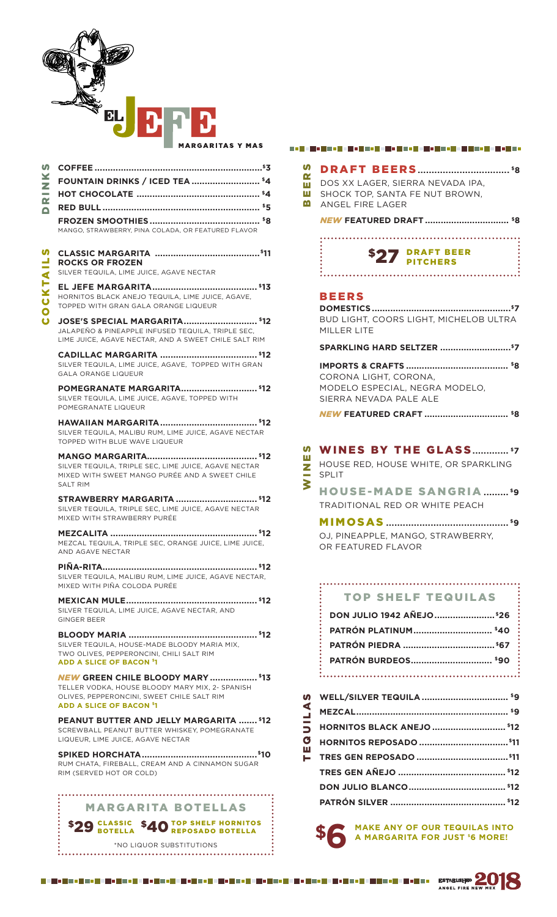# EL JEFE

MARGARITAS Y MAS

## DRINKS

**COFFEE** ... $3

**FOUNTAIN DRINKS / ICED TEA** ... $4

**HOT CHOCOLATE** ... $4

**RED BULL** ... $5

**FROZEN SMOOTHIES** ... $8
MANGO, STRAWBERRY, PINA COLADA, OR FEATURED FLAVOR

## COCKTAILS

**CLASSIC MARGARITA** ... $11
**ROCKS OR FROZEN**
SILVER TEQUILA, LIME JUICE, AGAVE NECTAR

**EL JEFE MARGARITA** ... $13
HORNITOS BLACK ANEJO TEQUILA, LIME JUICE, AGAVE, TOPPED WITH GRAN GALA ORANGE LIQUEUR

**JOSE'S SPECIAL MARGARITA** ... $12
JALAPEÑO & PINEAPPLE INFUSED TEQUILA, TRIPLE SEC, LIME JUICE, AGAVE NECTAR, AND A SWEET CHILE SALT RIM

**CADILLAC MARGARITA** ... $12
SILVER TEQUILA, LIME JUICE, AGAVE, TOPPED WITH GRAN GALA ORANGE LIQUEUR

**POMEGRANATE MARGARITA** ... $12
SILVER TEQUILA, LIME JUICE, AGAVE, TOPPED WITH POMEGRANATE LIQUEUR

**HAWAIIAN MARGARITA** ... $12
SILVER TEQUILA, MALIBU RUM, LIME JUICE, AGAVE NECTAR TOPPED WITH BLUE WAVE LIQUEUR

**MANGO MARGARITA** ... $12
SILVER TEQUILA, TRIPLE SEC, LIME JUICE, AGAVE NECTAR MIXED WITH SWEET MANGO PURÉE AND A SWEET CHILE SALT RIM

**STRAWBERRY MARGARITA** ... $12
SILVER TEQUILA, TRIPLE SEC, LIME JUICE, AGAVE NECTAR MIXED WITH STRAWBERRY PURÉE

**MEZCALITA** ... $12
MEZCAL TEQUILA, TRIPLE SEC, ORANGE JUICE, LIME JUICE, AND AGAVE NECTAR

**PIÑA-RITA** ... $12
SILVER TEQUILA, MALIBU RUM, LIME JUICE, AGAVE NECTAR, MIXED WITH PIÑA COLODA PURÉE

**MEXICAN MULE** ... $12
SILVER TEQUILA, LIME JUICE, AGAVE NECTAR, AND GINGER BEER

**BLOODY MARIA** ... $12
SILVER TEQUILA, HOUSE-MADE BLOODY MARIA MIX, TWO OLIVES, PEPPERONCINI, CHILI SALT RIM
**ADD A SLICE OF BACON $1**

*NEW* **GREEN CHILE BLOODY MARY** ... $13
TELLER VODKA, HOUSE BLOODY MARY MIX, 2- SPANISH OLIVES, PEPPERONCINI, SWEET CHILE SALT RIM
**ADD A SLICE OF BACON $1**

**PEANUT BUTTER AND JELLY MARGARITA** ... $12
SCREWBALL PEANUT BUTTER WHISKEY, POMEGRANATE LIQUEUR, LIME JUICE, AGAVE NECTAR

**SPIKED HORCHATA** ... $10
RUM CHATA, FIREBALL, CREAM AND A CINNAMON SUGAR RIM (SERVED HOT OR COLD)

### MARGARITA BOTELLAS

$29 CLASSIC BOTELLA  $40 TOP SHELF HORNITOS REPOSADO BOTELLA

*NO LIQUOR SUBSTITUTIONS

## BEERS

### DRAFT BEERS ... $8
DOS XX LAGER, SIERRA NEVADA IPA, SHOCK TOP, SANTA FE NUT BROWN, ANGEL FIRE LAGER

*NEW* **FEATURED DRAFT** ... $8

$27 DRAFT BEER PITCHERS

### BEERS

**DOMESTICS** ... $7
BUD LIGHT, COORS LIGHT, MICHELOB ULTRA MILLER LITE

**SPARKLING HARD SELTZER** ... $7

**IMPORTS & CRAFTS** ... $8
CORONA LIGHT, CORONA, MODELO ESPECIAL, NEGRA MODELO, SIERRA NEVADA PALE ALE

*NEW* **FEATURED CRAFT** ... $8

## WINES

### WINES BY THE GLASS ... $7
HOUSE RED, HOUSE WHITE, OR SPARKLING SPLIT

### HOUSE-MADE SANGRIA ... $9
TRADITIONAL RED OR WHITE PEACH

### MIMOSAS ... $9
OJ, PINEAPPLE, MANGO, STRAWBERRY, OR FEATURED FLAVOR

### TOP SHELF TEQUILAS

**DON JULIO 1942 AÑEJO** ... $26

**PATRÓN PLATINUM** ... $40

**PATRÓN PIEDRA** ... $67

**PATRÓN BURDEOS** ... $90

## TEQUILAS

**WELL/SILVER TEQUILA** ... $9

**MEZCAL** ... $9

**HORNITOS BLACK ANEJO** ... $12

**HORNITOS REPOSADO** ... $11

**TRES GEN REPOSADO** ... $11

**TRES GEN AÑEJO** ... $12

**DON JULIO BLANCO** ... $12

**PATRÓN SILVER** ... $12

$6 **MAKE ANY OF OUR TEQUILAS INTO A MARGARITA FOR JUST $6 MORE!**

ESTABLISHED 2018 ANGEL FIRE NEW MEX